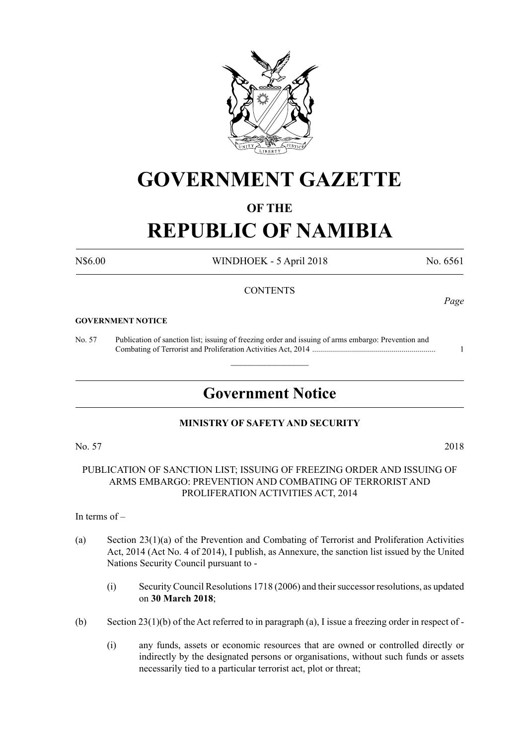# GOVERNMENT GAZETTE

## OF THE

# REPUBLIC OF NAMIBIA

N$6.00 WINDHOEK - 5 April 2018 No. 6561

CONTENTS

*Page*

**GOVERNMENT NOTICE**

No. 57 Publication of sanction list; issuing of freezing order and issuing of arms embargo: Prevention and Combating of Terrorist and Proliferation Activities Act, 2014 ............................................................. 1

---

## Government Notice

### MINISTRY OF SAFETY AND SECURITY

No. 57 2018

PUBLICATION OF SANCTION LIST; ISSUING OF FREEZING ORDER AND ISSUING OF ARMS EMBARGO: PREVENTION AND COMBATING OF TERRORIST AND PROLIFERATION ACTIVITIES ACT, 2014

In terms of –

(a) Section 23(1)(a) of the Prevention and Combating of Terrorist and Proliferation Activities Act, 2014 (Act No. 4 of 2014), I publish, as Annexure, the sanction list issued by the United Nations Security Council pursuant to -

 (i) Security Council Resolutions 1718 (2006) and their successor resolutions, as updated on **30 March 2018**;

(b) Section 23(1)(b) of the Act referred to in paragraph (a), I issue a freezing order in respect of -

 (i) any funds, assets or economic resources that are owned or controlled directly or indirectly by the designated persons or organisations, without such funds or assets necessarily tied to a particular terrorist act, plot or threat;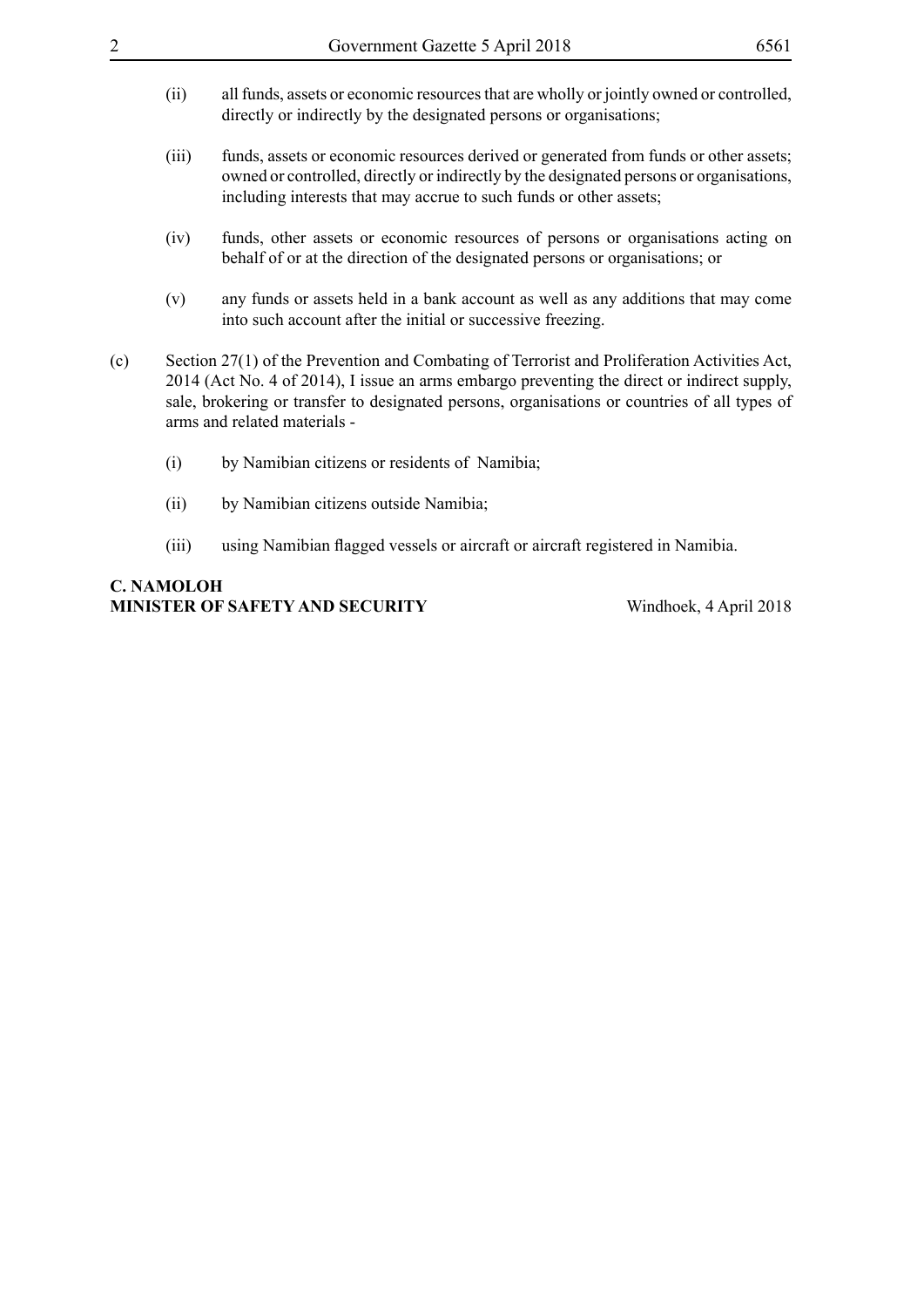(ii) all funds, assets or economic resources that are wholly or jointly owned or controlled, directly or indirectly by the designated persons or organisations;

(iii) funds, assets or economic resources derived or generated from funds or other assets; owned or controlled, directly or indirectly by the designated persons or organisations, including interests that may accrue to such funds or other assets;

(iv) funds, other assets or economic resources of persons or organisations acting on behalf of or at the direction of the designated persons or organisations; or

(v) any funds or assets held in a bank account as well as any additions that may come into such account after the initial or successive freezing.

(c) Section 27(1) of the Prevention and Combating of Terrorist and Proliferation Activities Act, 2014 (Act No. 4 of 2014), I issue an arms embargo preventing the direct or indirect supply, sale, brokering or transfer to designated persons, organisations or countries of all types of arms and related materials -

(i) by Namibian citizens or residents of Namibia;

(ii) by Namibian citizens outside Namibia;

(iii) using Namibian flagged vessels or aircraft or aircraft registered in Namibia.

**C. NAMOLOH**
**MINISTER OF SAFETY AND SECURITY** Windhoek, 4 April 2018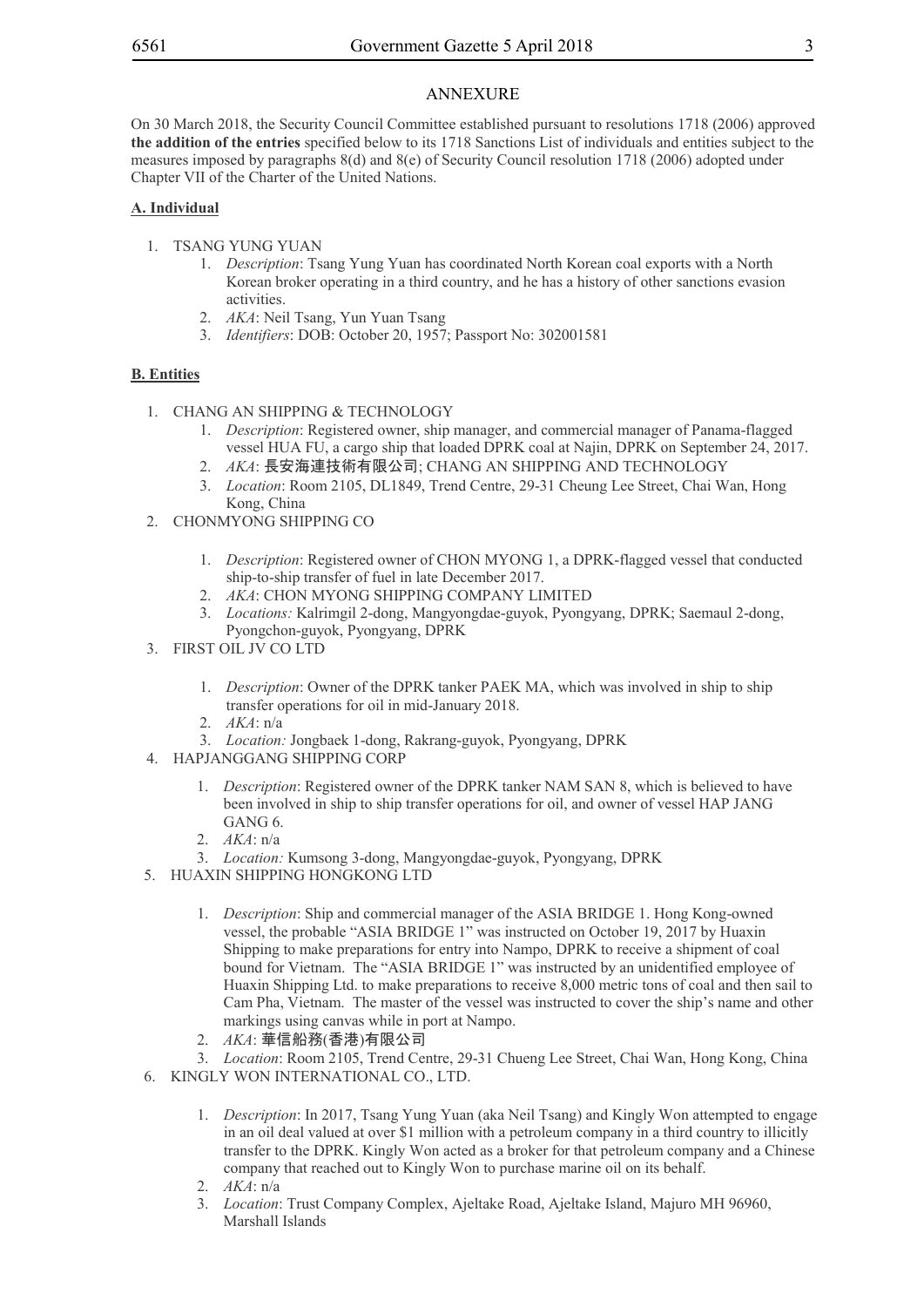## ANNEXURE

On 30 March 2018, the Security Council Committee established pursuant to resolutions 1718 (2006) approved **the addition of the entries** specified below to its 1718 Sanctions List of individuals and entities subject to the measures imposed by paragraphs 8(d) and 8(e) of Security Council resolution 1718 (2006) adopted under Chapter VII of the Charter of the United Nations.

### A. Individual

1. TSANG YUNG YUAN
    1. *Description*: Tsang Yung Yuan has coordinated North Korean coal exports with a North Korean broker operating in a third country, and he has a history of other sanctions evasion activities.
    2. *AKA*: Neil Tsang, Yun Yuan Tsang
    3. *Identifiers*: DOB: October 20, 1957; Passport No: 302001581

### B. Entities

1. CHANG AN SHIPPING & TECHNOLOGY
    1. *Description*: Registered owner, ship manager, and commercial manager of Panama-flagged vessel HUA FU, a cargo ship that loaded DPRK coal at Najin, DPRK on September 24, 2017.
    2. *AKA*: 長安海連技術有限公司; CHANG AN SHIPPING AND TECHNOLOGY
    3. *Location*: Room 2105, DL1849, Trend Centre, 29-31 Cheung Lee Street, Chai Wan, Hong Kong, China
2. CHONMYONG SHIPPING CO
    1. *Description*: Registered owner of CHON MYONG 1, a DPRK-flagged vessel that conducted ship-to-ship transfer of fuel in late December 2017.
    2. *AKA*: CHON MYONG SHIPPING COMPANY LIMITED
    3. *Locations:* Kalrimgil 2-dong, Mangyongdae-guyok, Pyongyang, DPRK; Saemaul 2-dong, Pyongchon-guyok, Pyongyang, DPRK
3. FIRST OIL JV CO LTD
    1. *Description*: Owner of the DPRK tanker PAEK MA, which was involved in ship to ship transfer operations for oil in mid-January 2018.
    2. *AKA*: n/a
    3. *Location:* Jongbaek 1-dong, Rakrang-guyok, Pyongyang, DPRK
4. HAPJANGGANG SHIPPING CORP
    1. *Description*: Registered owner of the DPRK tanker NAM SAN 8, which is believed to have been involved in ship to ship transfer operations for oil, and owner of vessel HAP JANG GANG 6.
    2. *AKA*: n/a
    3. *Location:* Kumsong 3-dong, Mangyongdae-guyok, Pyongyang, DPRK
5. HUAXIN SHIPPING HONGKONG LTD
    1. *Description*: Ship and commercial manager of the ASIA BRIDGE 1. Hong Kong-owned vessel, the probable "ASIA BRIDGE 1" was instructed on October 19, 2017 by Huaxin Shipping to make preparations for entry into Nampo, DPRK to receive a shipment of coal bound for Vietnam. The "ASIA BRIDGE 1" was instructed by an unidentified employee of Huaxin Shipping Ltd. to make preparations to receive 8,000 metric tons of coal and then sail to Cam Pha, Vietnam. The master of the vessel was instructed to cover the ship's name and other markings using canvas while in port at Nampo.
    2. *AKA*: 華信船務(香港)有限公司
    3. *Location*: Room 2105, Trend Centre, 29-31 Chueng Lee Street, Chai Wan, Hong Kong, China
6. KINGLY WON INTERNATIONAL CO., LTD.
    1. *Description*: In 2017, Tsang Yung Yuan (aka Neil Tsang) and Kingly Won attempted to engage in an oil deal valued at over $1 million with a petroleum company in a third country to illicitly transfer to the DPRK. Kingly Won acted as a broker for that petroleum company and a Chinese company that reached out to Kingly Won to purchase marine oil on its behalf.
    2. *AKA*: n/a
    3. *Location*: Trust Company Complex, Ajeltake Road, Ajeltake Island, Majuro MH 96960, Marshall Islands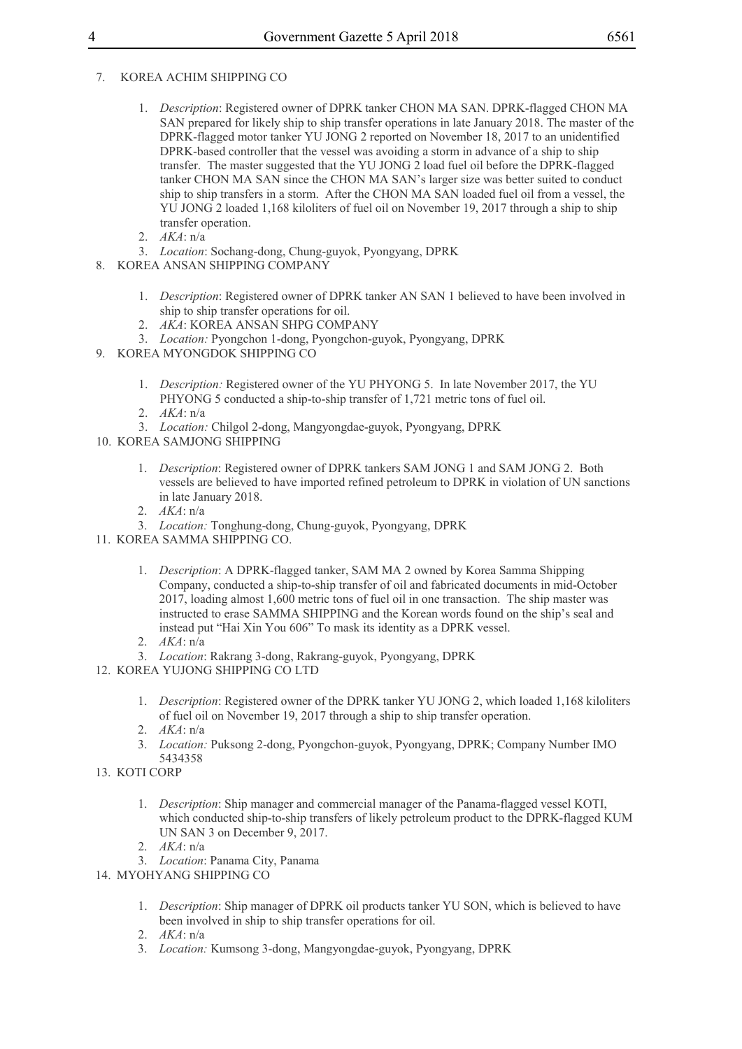7. KOREA ACHIM SHIPPING CO

    1. *Description*: Registered owner of DPRK tanker CHON MA SAN. DPRK-flagged CHON MA SAN prepared for likely ship to ship transfer operations in late January 2018. The master of the DPRK-flagged motor tanker YU JONG 2 reported on November 18, 2017 to an unidentified DPRK-based controller that the vessel was avoiding a storm in advance of a ship to ship transfer. The master suggested that the YU JONG 2 load fuel oil before the DPRK-flagged tanker CHON MA SAN since the CHON MA SAN's larger size was better suited to conduct ship to ship transfers in a storm. After the CHON MA SAN loaded fuel oil from a vessel, the YU JONG 2 loaded 1,168 kiloliters of fuel oil on November 19, 2017 through a ship to ship transfer operation.
    2. *AKA*: n/a
    3. *Location*: Sochang-dong, Chung-guyok, Pyongyang, DPRK

8. KOREA ANSAN SHIPPING COMPANY

    1. *Description*: Registered owner of DPRK tanker AN SAN 1 believed to have been involved in ship to ship transfer operations for oil.
    2. *AKA*: KOREA ANSAN SHPG COMPANY
    3. *Location:* Pyongchon 1-dong, Pyongchon-guyok, Pyongyang, DPRK

9. KOREA MYONGDOK SHIPPING CO

    1. *Description:* Registered owner of the YU PHYONG 5. In late November 2017, the YU PHYONG 5 conducted a ship-to-ship transfer of 1,721 metric tons of fuel oil.
    2. *AKA*: n/a
    3. *Location:* Chilgol 2-dong, Mangyongdae-guyok, Pyongyang, DPRK

10. KOREA SAMJONG SHIPPING

    1. *Description*: Registered owner of DPRK tankers SAM JONG 1 and SAM JONG 2. Both vessels are believed to have imported refined petroleum to DPRK in violation of UN sanctions in late January 2018.
    2. *AKA*: n/a
    3. *Location:* Tonghung-dong, Chung-guyok, Pyongyang, DPRK

11. KOREA SAMMA SHIPPING CO.

    1. *Description*: A DPRK-flagged tanker, SAM MA 2 owned by Korea Samma Shipping Company, conducted a ship-to-ship transfer of oil and fabricated documents in mid-October 2017, loading almost 1,600 metric tons of fuel oil in one transaction. The ship master was instructed to erase SAMMA SHIPPING and the Korean words found on the ship's seal and instead put "Hai Xin You 606" To mask its identity as a DPRK vessel.
    2. *AKA*: n/a
    3. *Location*: Rakrang 3-dong, Rakrang-guyok, Pyongyang, DPRK

12. KOREA YUJONG SHIPPING CO LTD

    1. *Description*: Registered owner of the DPRK tanker YU JONG 2, which loaded 1,168 kiloliters of fuel oil on November 19, 2017 through a ship to ship transfer operation.
    2. *AKA*: n/a
    3. *Location:* Puksong 2-dong, Pyongchon-guyok, Pyongyang, DPRK; Company Number IMO 5434358

13. KOTI CORP

    1. *Description*: Ship manager and commercial manager of the Panama-flagged vessel KOTI, which conducted ship-to-ship transfers of likely petroleum product to the DPRK-flagged KUM UN SAN 3 on December 9, 2017.
    2. *AKA*: n/a
    3. *Location*: Panama City, Panama

14. MYOHYANG SHIPPING CO

    1. *Description*: Ship manager of DPRK oil products tanker YU SON, which is believed to have been involved in ship to ship transfer operations for oil.
    2. *AKA*: n/a
    3. *Location:* Kumsong 3-dong, Mangyongdae-guyok, Pyongyang, DPRK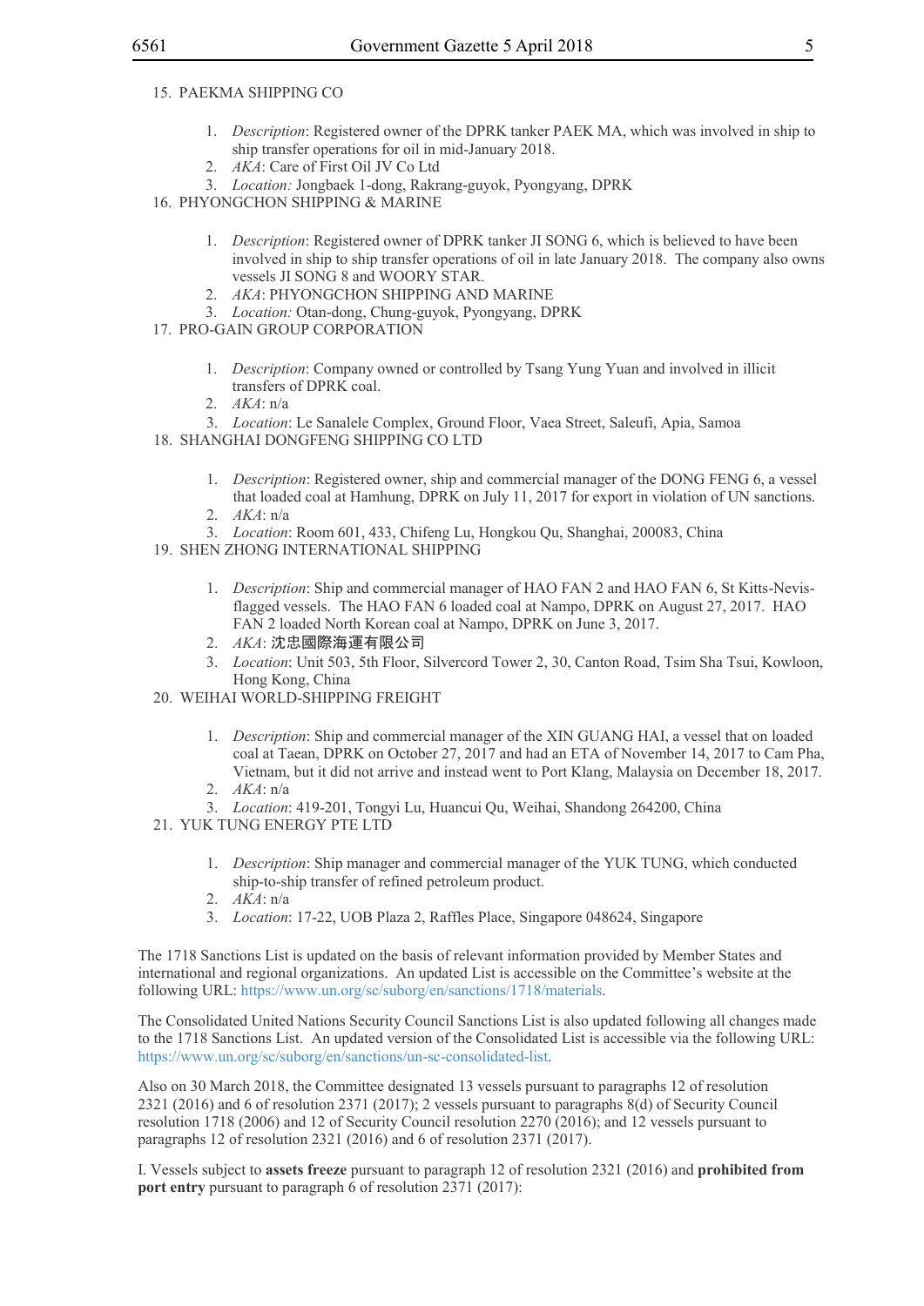15. PAEKMA SHIPPING CO

    1. *Description*: Registered owner of the DPRK tanker PAEK MA, which was involved in ship to ship transfer operations for oil in mid-January 2018.
    2. *AKA*: Care of First Oil JV Co Ltd
    3. *Location:* Jongbaek 1-dong, Rakrang-guyok, Pyongyang, DPRK

16. PHYONGCHON SHIPPING & MARINE

    1. *Description*: Registered owner of DPRK tanker JI SONG 6, which is believed to have been involved in ship to ship transfer operations of oil in late January 2018. The company also owns vessels JI SONG 8 and WOORY STAR.
    2. *AKA*: PHYONGCHON SHIPPING AND MARINE
    3. *Location:* Otan-dong, Chung-guyok, Pyongyang, DPRK

17. PRO-GAIN GROUP CORPORATION

    1. *Description*: Company owned or controlled by Tsang Yung Yuan and involved in illicit transfers of DPRK coal.
    2. *AKA*: n/a
    3. *Location*: Le Sanalele Complex, Ground Floor, Vaea Street, Saleufi, Apia, Samoa

18. SHANGHAI DONGFENG SHIPPING CO LTD

    1. *Description*: Registered owner, ship and commercial manager of the DONG FENG 6, a vessel that loaded coal at Hamhung, DPRK on July 11, 2017 for export in violation of UN sanctions.
    2. *AKA*: n/a
    3. *Location*: Room 601, 433, Chifeng Lu, Hongkou Qu, Shanghai, 200083, China

19. SHEN ZHONG INTERNATIONAL SHIPPING

    1. *Description*: Ship and commercial manager of HAO FAN 2 and HAO FAN 6, St Kitts-Nevis-flagged vessels. The HAO FAN 6 loaded coal at Nampo, DPRK on August 27, 2017. HAO FAN 2 loaded North Korean coal at Nampo, DPRK on June 3, 2017.
    2. *AKA*: 沈忠國際海運有限公司
    3. *Location*: Unit 503, 5th Floor, Silvercord Tower 2, 30, Canton Road, Tsim Sha Tsui, Kowloon, Hong Kong, China

20. WEIHAI WORLD-SHIPPING FREIGHT

    1. *Description*: Ship and commercial manager of the XIN GUANG HAI, a vessel that on loaded coal at Taean, DPRK on October 27, 2017 and had an ETA of November 14, 2017 to Cam Pha, Vietnam, but it did not arrive and instead went to Port Klang, Malaysia on December 18, 2017.
    2. *AKA*: n/a
    3. *Location*: 419-201, Tongyi Lu, Huancui Qu, Weihai, Shandong 264200, China

21. YUK TUNG ENERGY PTE LTD

    1. *Description*: Ship manager and commercial manager of the YUK TUNG, which conducted ship-to-ship transfer of refined petroleum product.
    2. *AKA*: n/a
    3. *Location*: 17-22, UOB Plaza 2, Raffles Place, Singapore 048624, Singapore

The 1718 Sanctions List is updated on the basis of relevant information provided by Member States and international and regional organizations. An updated List is accessible on the Committee's website at the following URL: https://www.un.org/sc/suborg/en/sanctions/1718/materials.

The Consolidated United Nations Security Council Sanctions List is also updated following all changes made to the 1718 Sanctions List. An updated version of the Consolidated List is accessible via the following URL: https://www.un.org/sc/suborg/en/sanctions/un-sc-consolidated-list.

Also on 30 March 2018, the Committee designated 13 vessels pursuant to paragraphs 12 of resolution 2321 (2016) and 6 of resolution 2371 (2017); 2 vessels pursuant to paragraphs 8(d) of Security Council resolution 1718 (2006) and 12 of Security Council resolution 2270 (2016); and 12 vessels pursuant to paragraphs 12 of resolution 2321 (2016) and 6 of resolution 2371 (2017).

I. Vessels subject to **assets freeze** pursuant to paragraph 12 of resolution 2321 (2016) and **prohibited from port entry** pursuant to paragraph 6 of resolution 2371 (2017):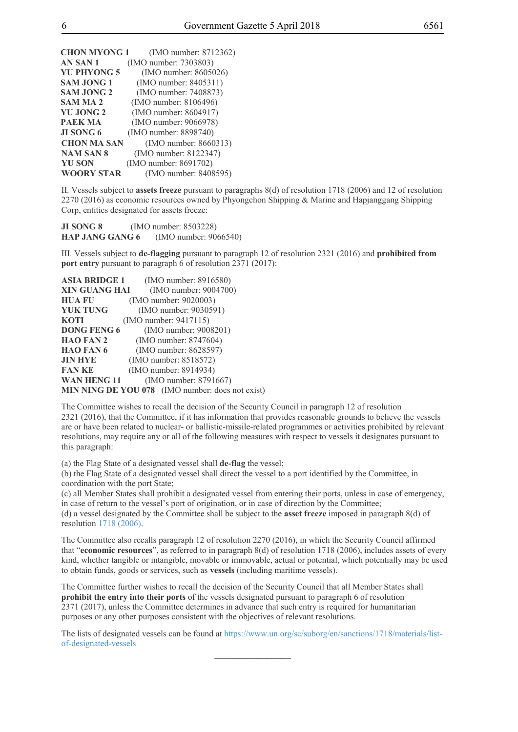**CHON MYONG 1** (IMO number: 8712362)
**AN SAN 1** (IMO number: 7303803)
**YU PHYONG 5** (IMO number: 8605026)
**SAM JONG 1** (IMO number: 8405311)
**SAM JONG 2** (IMO number: 7408873)
**SAM MA 2** (IMO number: 8106496)
**YU JONG 2** (IMO number: 8604917)
**PAEK MA** (IMO number: 9066978)
**JI SONG 6** (IMO number: 8898740)
**CHON MA SAN** (IMO number: 8660313)
**NAM SAN 8** (IMO number: 8122347)
**YU SON** (IMO number: 8691702)
**WOORY STAR** (IMO number: 8408595)

II. Vessels subject to **assets freeze** pursuant to paragraphs 8(d) of resolution 1718 (2006) and 12 of resolution 2270 (2016) as economic resources owned by Phyongchon Shipping & Marine and Hapjanggang Shipping Corp, entities designated for assets freeze:

**JI SONG 8** (IMO number: 8503228)
**HAP JANG GANG 6** (IMO number: 9066540)

III. Vessels subject to **de-flagging** pursuant to paragraph 12 of resolution 2321 (2016) and **prohibited from port entry** pursuant to paragraph 6 of resolution 2371 (2017):

**ASIA BRIDGE 1** (IMO number: 8916580)
**XIN GUANG HAI** (IMO number: 9004700)
**HUA FU** (IMO number: 9020003)
**YUK TUNG** (IMO number: 9030591)
**KOTI** (IMO number: 9417115)
**DONG FENG 6** (IMO number: 9008201)
**HAO FAN 2** (IMO number: 8747604)
**HAO FAN 6** (IMO number: 8628597)
**JIN HYE** (IMO number: 8518572)
**FAN KE** (IMO number: 8914934)
**WAN HENG 11** (IMO number: 8791667)
**MIN NING DE YOU 078** (IMO number: does not exist)

The Committee wishes to recall the decision of the Security Council in paragraph 12 of resolution 2321 (2016), that the Committee, if it has information that provides reasonable grounds to believe the vessels are or have been related to nuclear- or ballistic-missile-related programmes or activities prohibited by relevant resolutions, may require any or all of the following measures with respect to vessels it designates pursuant to this paragraph:

(a) the Flag State of a designated vessel shall **de-flag** the vessel;
(b) the Flag State of a designated vessel shall direct the vessel to a port identified by the Committee, in coordination with the port State;
(c) all Member States shall prohibit a designated vessel from entering their ports, unless in case of emergency, in case of return to the vessel's port of origination, or in case of direction by the Committee;
(d) a vessel designated by the Committee shall be subject to the **asset freeze** imposed in paragraph 8(d) of resolution 1718 (2006).

The Committee also recalls paragraph 12 of resolution 2270 (2016), in which the Security Council affirmed that "**economic resources**", as referred to in paragraph 8(d) of resolution 1718 (2006), includes assets of every kind, whether tangible or intangible, movable or immovable, actual or potential, which potentially may be used to obtain funds, goods or services, such as **vessels** (including maritime vessels).

The Committee further wishes to recall the decision of the Security Council that all Member States shall **prohibit the entry into their ports** of the vessels designated pursuant to paragraph 6 of resolution 2371 (2017), unless the Committee determines in advance that such entry is required for humanitarian purposes or any other purposes consistent with the objectives of relevant resolutions.

The lists of designated vessels can be found at https://www.un.org/sc/suborg/en/sanctions/1718/materials/list-of-designated-vessels

________________